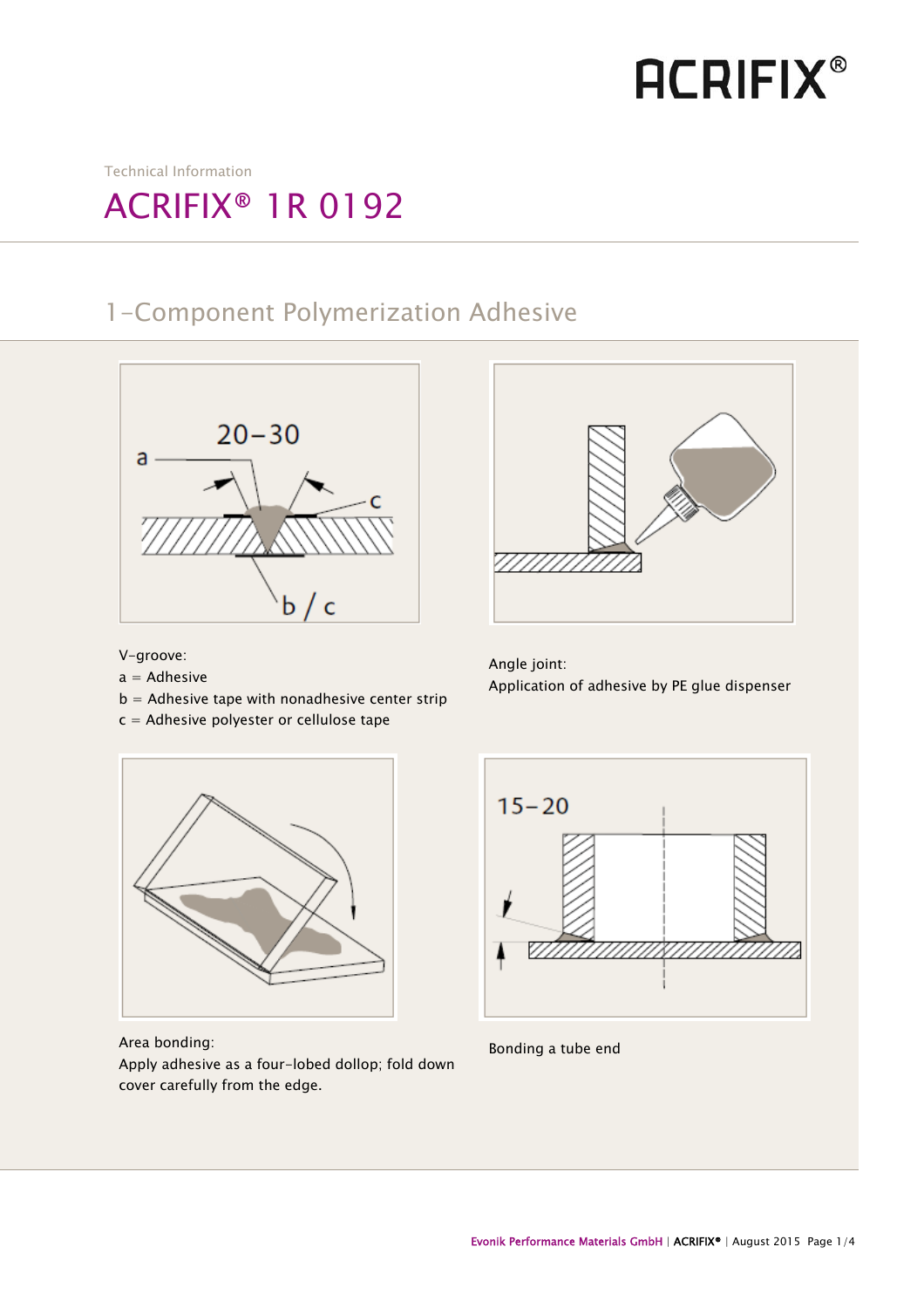Technical Information

# ACRIFIX® 1R 0192

## 1-Component Polymerization Adhesive

V-groove:
a = Adhesive
b = Adhesive tape with nonadhesive center strip
c = Adhesive polyester or cellulose tape

Angle joint:
Application of adhesive by PE glue dispenser

Area bonding:
Apply adhesive as a four-lobed dollop; fold down cover carefully from the edge.

Bonding a tube end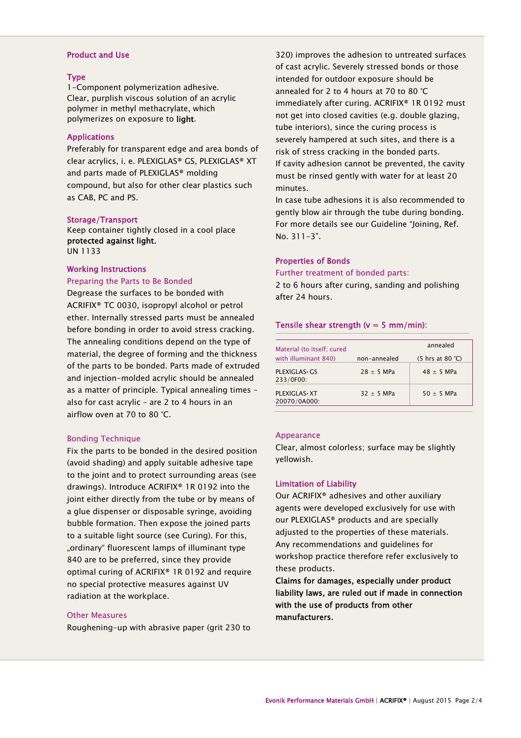## Product and Use

### Type

1-Component polymerization adhesive.
Clear, purplish viscous solution of an acrylic polymer in methyl methacrylate, which polymerizes on exposure to **light**.

### Applications

Preferably for transparent edge and area bonds of clear acrylics, i. e. PLEXIGLAS® GS, PLEXIGLAS® XT and parts made of PLEXIGLAS® molding compound, but also for other clear plastics such as CAB, PC and PS.

### Storage/Transport

Keep container tightly closed in a cool place **protected against light.**
UN 1133

### Working Instructions

#### Preparing the Parts to Be Bonded

Degrease the surfaces to be bonded with ACRIFIX® TC 0030, isopropyl alcohol or petrol ether. Internally stressed parts must be annealed before bonding in order to avoid stress cracking. The annealing conditions depend on the type of material, the degree of forming and the thickness of the parts to be bonded. Parts made of extruded and injection-molded acrylic should be annealed as a matter of principle. Typical annealing times – also for cast acrylic – are 2 to 4 hours in an airflow oven at 70 to 80 °C.

#### Bonding Technique

Fix the parts to be bonded in the desired position (avoid shading) and apply suitable adhesive tape to the joint and to protect surrounding areas (see drawings). Introduce ACRIFIX® 1R 0192 into the joint either directly from the tube or by means of a glue dispenser or disposable syringe, avoiding bubble formation. Then expose the joined parts to a suitable light source (see Curing). For this, „ordinary" fluorescent lamps of illuminant type 840 are to be preferred, since they provide optimal curing of ACRIFIX® 1R 0192 and require no special protective measures against UV radiation at the workplace.

#### Other Measures

Roughening-up with abrasive paper (grit 230 to 320) improves the adhesion to untreated surfaces of cast acrylic. Severely stressed bonds or those intended for outdoor exposure should be annealed for 2 to 4 hours at 70 to 80 °C immediately after curing. ACRIFIX® 1R 0192 must not get into closed cavities (e.g. double glazing, tube interiors), since the curing process is severely hampered at such sites, and there is a risk of stress cracking in the bonded parts.
If cavity adhesion cannot be prevented, the cavity must be rinsed gently with water for at least 20 minutes.
In case tube adhesions it is also recommended to gently blow air through the tube during bonding. For more details see our Guideline "Joining, Ref. No. 311-3".

### Properties of Bonds

#### Further treatment of bonded parts:

2 to 6 hours after curing, sanding and polishing after 24 hours.

#### Tensile shear strength (v = 5 mm/min):

| Material (to itself; cured with illuminant 840) | non-annealed | annealed (5 hrs at 80 °C) |
|---|---|---|
| PLEXIGLAS® GS 233/0F00: | 28 ± 5 MPa | 48 ± 5 MPa |
| PLEXIGLAS® XT 20070/0A000: | 32 ± 5 MPa | 50 ± 5 MPa |

#### Appearance

Clear, almost colorless; surface may be slightly yellowish.

### Limitation of Liability

Our ACRIFIX® adhesives and other auxiliary agents were developed exclusively for use with our PLEXIGLAS® products and are specially adjusted to the properties of these materials. Any recommendations and guidelines for workshop practice therefore refer exclusively to these products.
**Claims for damages, especially under product liability laws, are ruled out if made in connection with the use of products from other manufacturers.**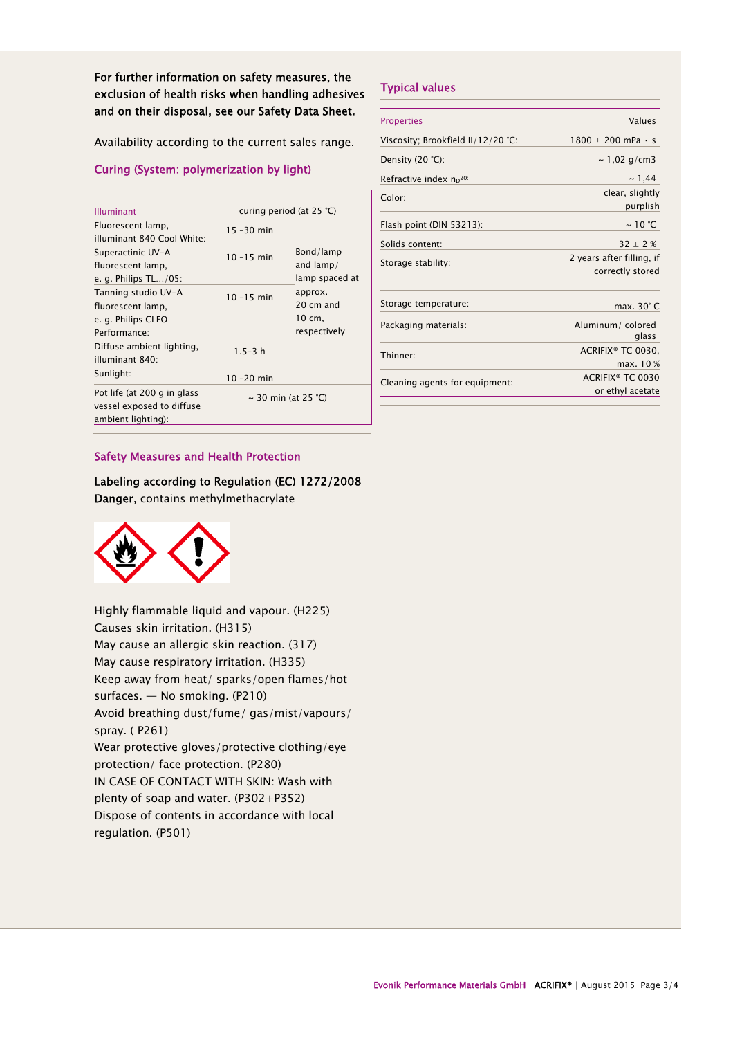**For further information on safety measures, the exclusion of health risks when handling adhesives and on their disposal, see our Safety Data Sheet.**

Availability according to the current sales range.

## Curing (System: polymerization by light)

| Illuminant | curing period (at 25 °C) | |
|---|---|---|
| Fluorescent lamp, illuminant 840 Cool White: | 15 –30 min | Bond/lamp and lamp/lamp spaced at approx. 20 cm and 10 cm, respectively |
| Superactinic UV-A fluorescent lamp, e. g. Philips TL…/05: | 10 –15 min | |
| Tanning studio UV-A fluorescent lamp, e. g. Philips CLEO Performance: | 10 –15 min | |
| Diffuse ambient lighting, illuminant 840: | 1.5–3 h | |
| Sunlight: | 10 –20 min | |
| Pot life (at 200 g in glass vessel exposed to diffuse ambient lighting): | ~ 30 min (at 25 °C) | |

## Safety Measures and Health Protection

**Labeling according to Regulation (EC) 1272/2008**
**Danger**, contains methylmethacrylate

Highly flammable liquid and vapour. (H225)
Causes skin irritation. (H315)
May cause an allergic skin reaction. (317)
May cause respiratory irritation. (H335)
Keep away from heat/ sparks/open flames/hot surfaces. — No smoking. (P210)
Avoid breathing dust/fume/ gas/mist/vapours/ spray. ( P261)
Wear protective gloves/protective clothing/eye protection/ face protection. (P280)
IN CASE OF CONTACT WITH SKIN: Wash with plenty of soap and water. (P302+P352)
Dispose of contents in accordance with local regulation. (P501)

## Typical values

| Properties | Values |
|---|---|
| Viscosity; Brookfield II/12/20 °C: | 1800 ± 200 mPa · s |
| Density (20 °C): | ~ 1,02 g/cm3 |
| Refractive index $n_D^{20}$: | ~ 1,44 |
| Color: | clear, slightly purplish |
| Flash point (DIN 53213): | ~ 10 °C |
| Solids content: | 32 ± 2 % |
| Storage stability: | 2 years after filling, if correctly stored |
| Storage temperature: | max. 30° C |
| Packaging materials: | Aluminum/ colored glass |
| Thinner: | ACRIFIX® TC 0030, max. 10 % |
| Cleaning agents for equipment: | ACRIFIX® TC 0030 or ethyl acetate |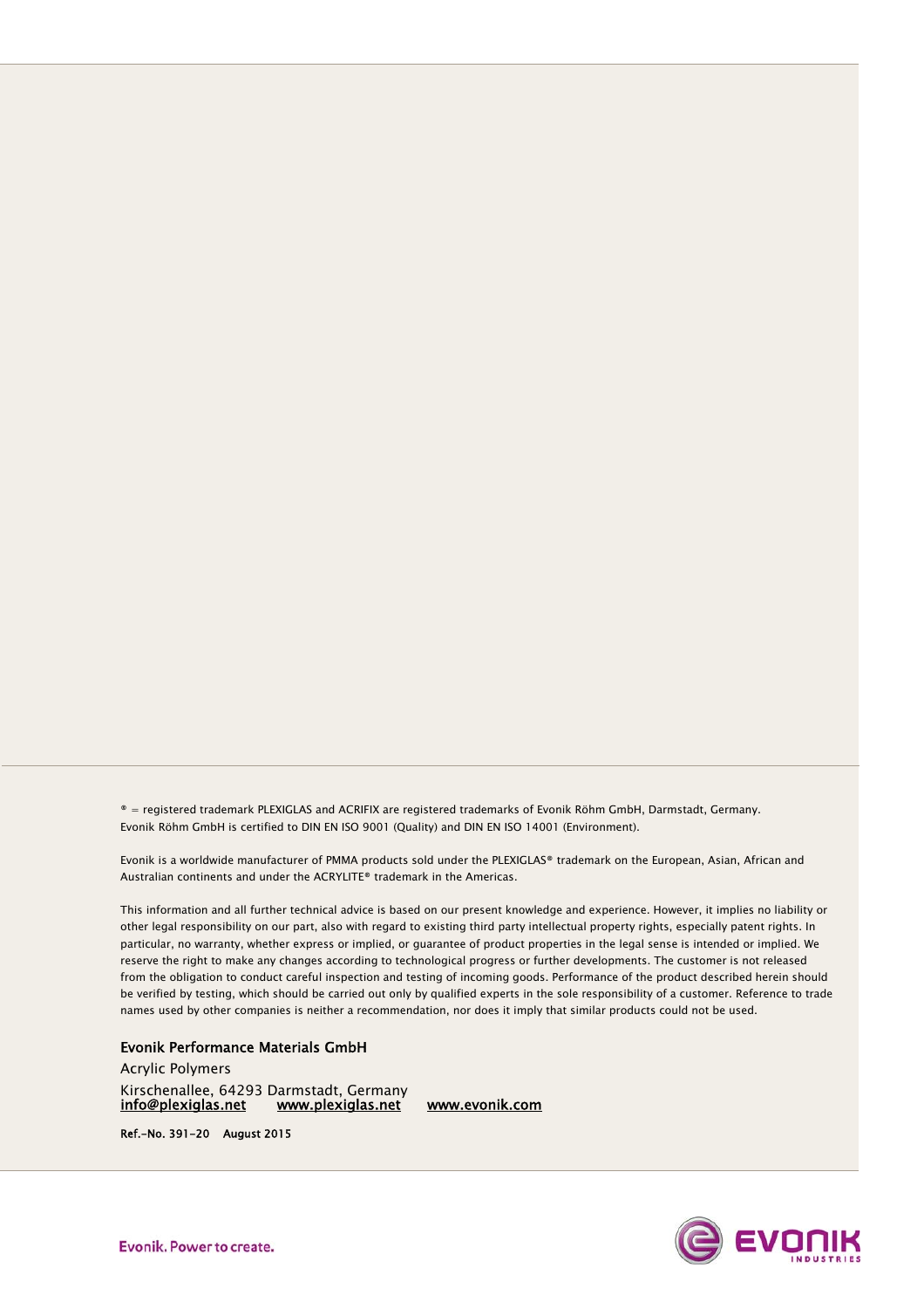® = registered trademark PLEXIGLAS and ACRIFIX are registered trademarks of Evonik Röhm GmbH, Darmstadt, Germany.
Evonik Röhm GmbH is certified to DIN EN ISO 9001 (Quality) and DIN EN ISO 14001 (Environment).

Evonik is a worldwide manufacturer of PMMA products sold under the PLEXIGLAS® trademark on the European, Asian, African and Australian continents and under the ACRYLITE® trademark in the Americas.

This information and all further technical advice is based on our present knowledge and experience. However, it implies no liability or other legal responsibility on our part, also with regard to existing third party intellectual property rights, especially patent rights. In particular, no warranty, whether express or implied, or guarantee of product properties in the legal sense is intended or implied. We reserve the right to make any changes according to technological progress or further developments. The customer is not released from the obligation to conduct careful inspection and testing of incoming goods. Performance of the product described herein should be verified by testing, which should be carried out only by qualified experts in the sole responsibility of a customer. Reference to trade names used by other companies is neither a recommendation, nor does it imply that similar products could not be used.

**Evonik Performance Materials GmbH**

Acrylic Polymers

Kirschenallee, 64293 Darmstadt, Germany
info@plexiglas.net www.plexiglas.net www.evonik.com

**Ref.-No. 391-20 August 2015**

Evonik. Power to create.

EVONIK INDUSTRIES